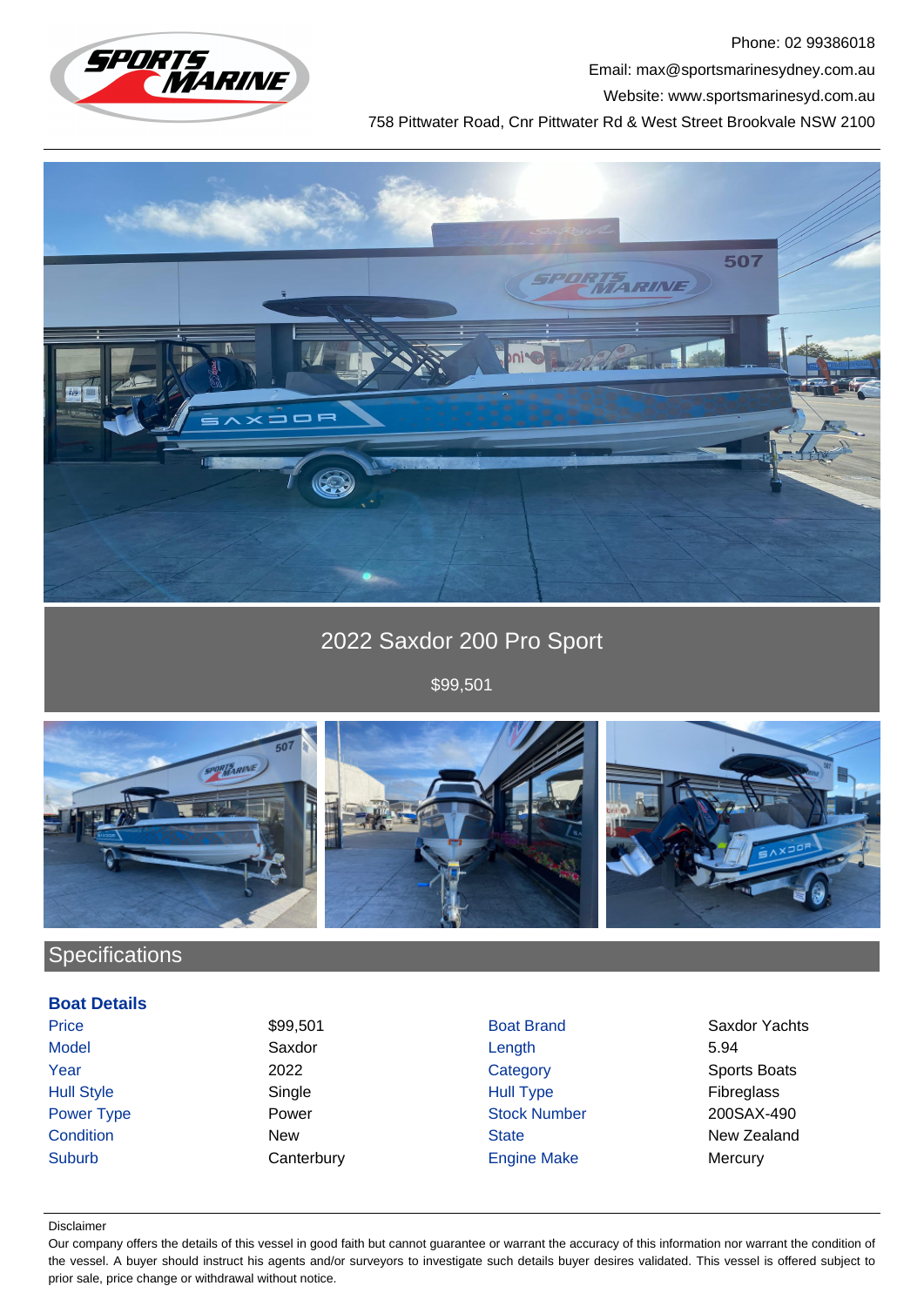Phone: 02 99386018

Email: max@sportsmarinesydney.com.au

Website: www.sportsmarinesyd.com.au

758 Pittwater Road, Cnr Pittwater Rd & West Street Brookvale NSW 2100

# 2022 Saxdor 200 Pro Sport

$99,501

## Specifications

### Boat Details

| | | | |
|---|---|---|---|
| Price | $99,501 | Boat Brand | Saxdor Yachts |
| Model | Saxdor | Length | 5.94 |
| Year | 2022 | Category | Sports Boats |
| Hull Style | Single | Hull Type | Fibreglass |
| Power Type | Power | Stock Number | 200SAX-490 |
| Condition | New | State | New Zealand |
| Suburb | Canterbury | Engine Make | Mercury |

Disclaimer

Our company offers the details of this vessel in good faith but cannot guarantee or warrant the accuracy of this information nor warrant the condition of the vessel. A buyer should instruct his agents and/or surveyors to investigate such details buyer desires validated. This vessel is offered subject to prior sale, price change or withdrawal without notice.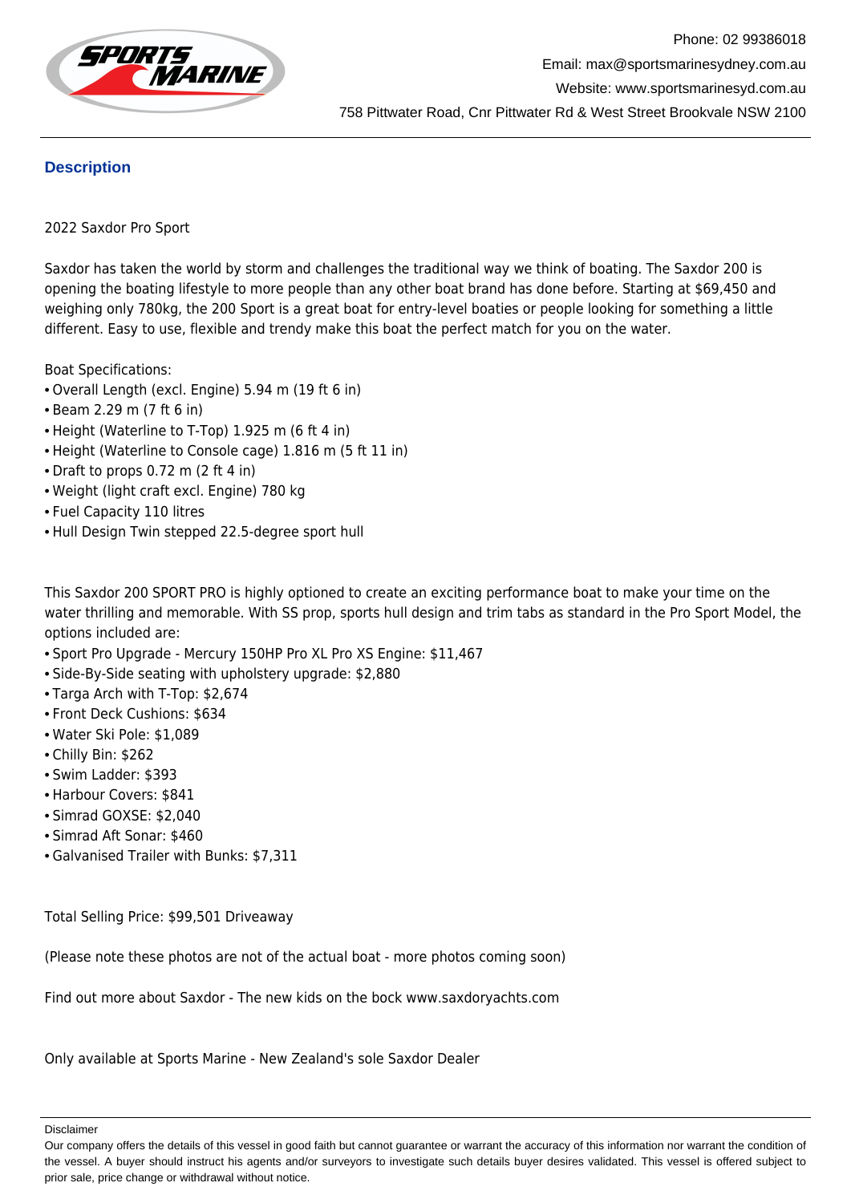Phone: 02 99386018
Email: max@sportsmarinesydney.com.au
Website: www.sportsmarinesyd.com.au
758 Pittwater Road, Cnr Pittwater Rd & West Street Brookvale NSW 2100

## Description

2022 Saxdor Pro Sport

Saxdor has taken the world by storm and challenges the traditional way we think of boating. The Saxdor 200 is opening the boating lifestyle to more people than any other boat brand has done before. Starting at $69,450 and weighing only 780kg, the 200 Sport is a great boat for entry-level boaties or people looking for something a little different. Easy to use, flexible and trendy make this boat the perfect match for you on the water.

Boat Specifications:

- Overall Length (excl. Engine) 5.94 m (19 ft 6 in)
- Beam 2.29 m (7 ft 6 in)
- Height (Waterline to T-Top) 1.925 m (6 ft 4 in)
- Height (Waterline to Console cage) 1.816 m (5 ft 11 in)
- Draft to props 0.72 m (2 ft 4 in)
- Weight (light craft excl. Engine) 780 kg
- Fuel Capacity 110 litres
- Hull Design Twin stepped 22.5-degree sport hull

This Saxdor 200 SPORT PRO is highly optioned to create an exciting performance boat to make your time on the water thrilling and memorable. With SS prop, sports hull design and trim tabs as standard in the Pro Sport Model, the options included are:

- Sport Pro Upgrade - Mercury 150HP Pro XL Pro XS Engine: $11,467
- Side-By-Side seating with upholstery upgrade: $2,880
- Targa Arch with T-Top: $2,674
- Front Deck Cushions: $634
- Water Ski Pole: $1,089
- Chilly Bin: $262
- Swim Ladder: $393
- Harbour Covers: $841
- Simrad GOXSE: $2,040
- Simrad Aft Sonar: $460
- Galvanised Trailer with Bunks: $7,311

Total Selling Price: $99,501 Driveaway

(Please note these photos are not of the actual boat - more photos coming soon)

Find out more about Saxdor - The new kids on the bock www.saxdoryachts.com

Only available at Sports Marine - New Zealand's sole Saxdor Dealer

Disclaimer

Our company offers the details of this vessel in good faith but cannot guarantee or warrant the accuracy of this information nor warrant the condition of the vessel. A buyer should instruct his agents and/or surveyors to investigate such details buyer desires validated. This vessel is offered subject to prior sale, price change or withdrawal without notice.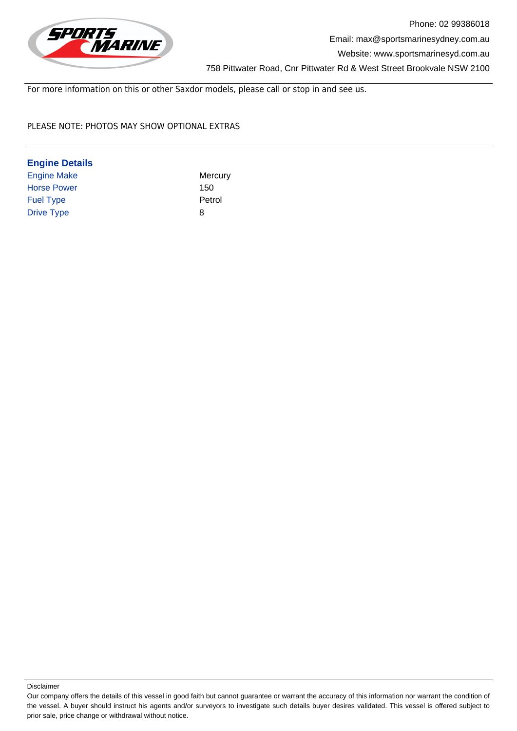Phone: 02 99386018

Email: max@sportsmarinesydney.com.au

Website: www.sportsmarinesyd.com.au

758 Pittwater Road, Cnr Pittwater Rd & West Street Brookvale NSW 2100

For more information on this or other Saxdor models, please call or stop in and see us.

PLEASE NOTE: PHOTOS MAY SHOW OPTIONAL EXTRAS

### Engine Details

| | |
|---|---|
| Engine Make | Mercury |
| Horse Power | 150 |
| Fuel Type | Petrol |
| Drive Type | 8 |

Disclaimer

Our company offers the details of this vessel in good faith but cannot guarantee or warrant the accuracy of this information nor warrant the condition of the vessel. A buyer should instruct his agents and/or surveyors to investigate such details buyer desires validated. This vessel is offered subject to prior sale, price change or withdrawal without notice.